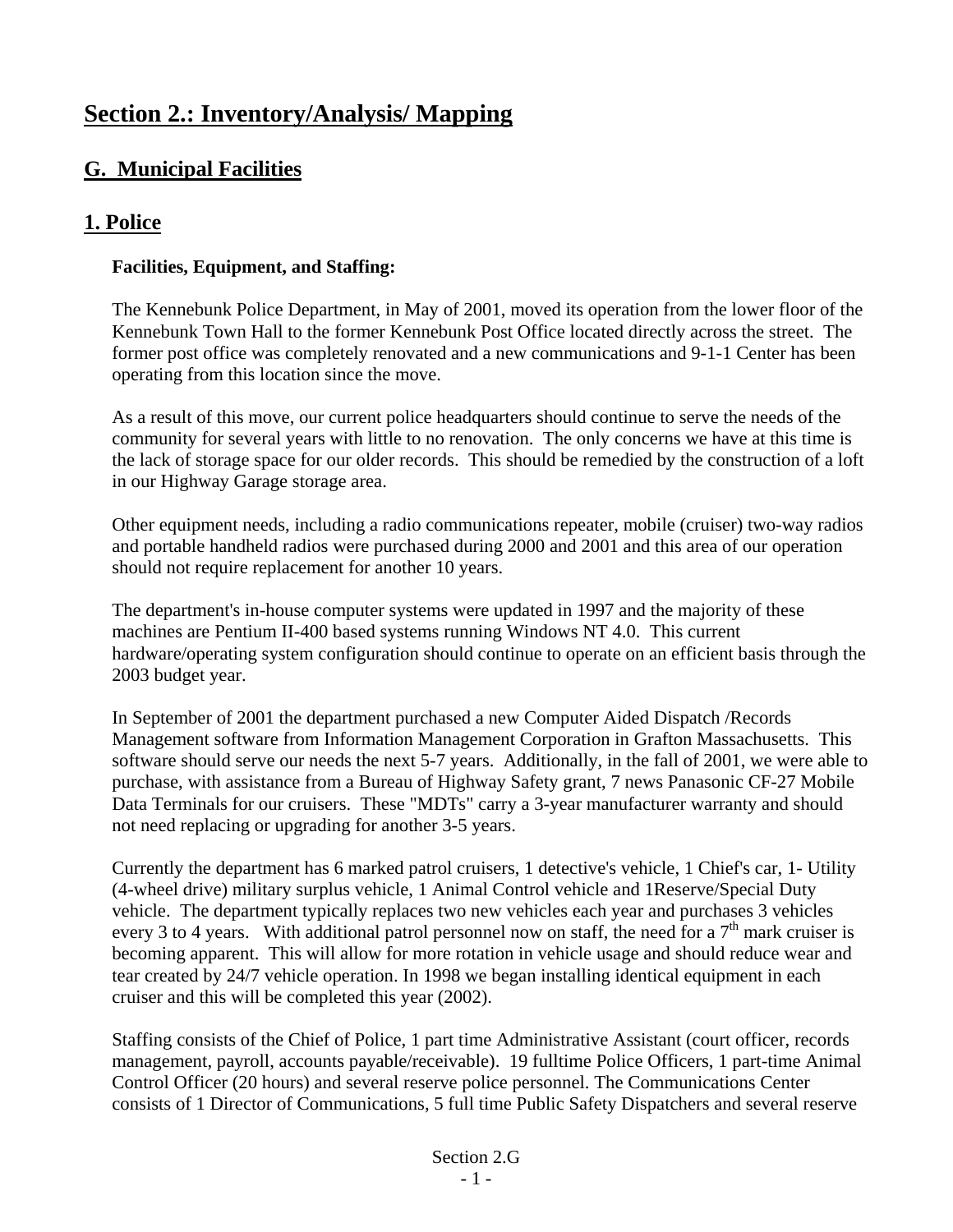# Section 2.: Inventory/Analysis/ Mapping

## G. Municipal Facilities

## 1. Police

**Facilities, Equipment, and Staffing:**

The Kennebunk Police Department, in May of 2001, moved its operation from the lower floor of the Kennebunk Town Hall to the former Kennebunk Post Office located directly across the street. The former post office was completely renovated and a new communications and 9-1-1 Center has been operating from this location since the move.

As a result of this move, our current police headquarters should continue to serve the needs of the community for several years with little to no renovation. The only concerns we have at this time is the lack of storage space for our older records. This should be remedied by the construction of a loft in our Highway Garage storage area.

Other equipment needs, including a radio communications repeater, mobile (cruiser) two-way radios and portable handheld radios were purchased during 2000 and 2001 and this area of our operation should not require replacement for another 10 years.

The department's in-house computer systems were updated in 1997 and the majority of these machines are Pentium II-400 based systems running Windows NT 4.0. This current hardware/operating system configuration should continue to operate on an efficient basis through the 2003 budget year.

In September of 2001 the department purchased a new Computer Aided Dispatch /Records Management software from Information Management Corporation in Grafton Massachusetts. This software should serve our needs the next 5-7 years. Additionally, in the fall of 2001, we were able to purchase, with assistance from a Bureau of Highway Safety grant, 7 news Panasonic CF-27 Mobile Data Terminals for our cruisers. These "MDTs" carry a 3-year manufacturer warranty and should not need replacing or upgrading for another 3-5 years.

Currently the department has 6 marked patrol cruisers, 1 detective's vehicle, 1 Chief's car, 1- Utility (4-wheel drive) military surplus vehicle, 1 Animal Control vehicle and 1Reserve/Special Duty vehicle. The department typically replaces two new vehicles each year and purchases 3 vehicles every 3 to 4 years. With additional patrol personnel now on staff, the need for a 7th mark cruiser is becoming apparent. This will allow for more rotation in vehicle usage and should reduce wear and tear created by 24/7 vehicle operation. In 1998 we began installing identical equipment in each cruiser and this will be completed this year (2002).

Staffing consists of the Chief of Police, 1 part time Administrative Assistant (court officer, records management, payroll, accounts payable/receivable). 19 fulltime Police Officers, 1 part-time Animal Control Officer (20 hours) and several reserve police personnel. The Communications Center consists of 1 Director of Communications, 5 full time Public Safety Dispatchers and several reserve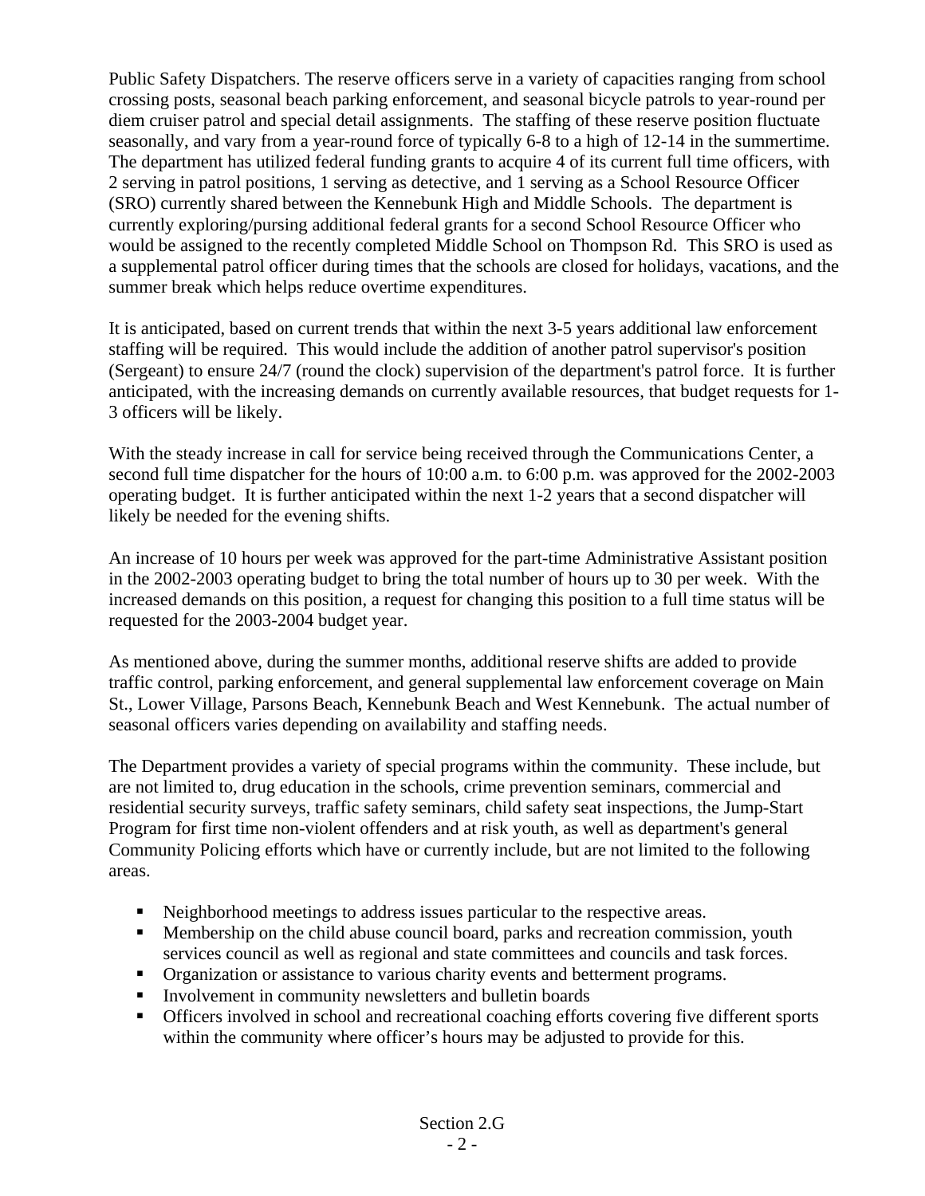Public Safety Dispatchers. The reserve officers serve in a variety of capacities ranging from school crossing posts, seasonal beach parking enforcement, and seasonal bicycle patrols to year-round per diem cruiser patrol and special detail assignments. The staffing of these reserve position fluctuate seasonally, and vary from a year-round force of typically 6-8 to a high of 12-14 in the summertime. The department has utilized federal funding grants to acquire 4 of its current full time officers, with 2 serving in patrol positions, 1 serving as detective, and 1 serving as a School Resource Officer (SRO) currently shared between the Kennebunk High and Middle Schools. The department is currently exploring/pursing additional federal grants for a second School Resource Officer who would be assigned to the recently completed Middle School on Thompson Rd. This SRO is used as a supplemental patrol officer during times that the schools are closed for holidays, vacations, and the summer break which helps reduce overtime expenditures.

It is anticipated, based on current trends that within the next 3-5 years additional law enforcement staffing will be required. This would include the addition of another patrol supervisor's position (Sergeant) to ensure 24/7 (round the clock) supervision of the department's patrol force. It is further anticipated, with the increasing demands on currently available resources, that budget requests for 1-3 officers will be likely.

With the steady increase in call for service being received through the Communications Center, a second full time dispatcher for the hours of 10:00 a.m. to 6:00 p.m. was approved for the 2002-2003 operating budget. It is further anticipated within the next 1-2 years that a second dispatcher will likely be needed for the evening shifts.

An increase of 10 hours per week was approved for the part-time Administrative Assistant position in the 2002-2003 operating budget to bring the total number of hours up to 30 per week. With the increased demands on this position, a request for changing this position to a full time status will be requested for the 2003-2004 budget year.

As mentioned above, during the summer months, additional reserve shifts are added to provide traffic control, parking enforcement, and general supplemental law enforcement coverage on Main St., Lower Village, Parsons Beach, Kennebunk Beach and West Kennebunk. The actual number of seasonal officers varies depending on availability and staffing needs.

The Department provides a variety of special programs within the community. These include, but are not limited to, drug education in the schools, crime prevention seminars, commercial and residential security surveys, traffic safety seminars, child safety seat inspections, the Jump-Start Program for first time non-violent offenders and at risk youth, as well as department's general Community Policing efforts which have or currently include, but are not limited to the following areas.

- Neighborhood meetings to address issues particular to the respective areas.
- Membership on the child abuse council board, parks and recreation commission, youth services council as well as regional and state committees and councils and task forces.
- Organization or assistance to various charity events and betterment programs.
- Involvement in community newsletters and bulletin boards
- Officers involved in school and recreational coaching efforts covering five different sports within the community where officer's hours may be adjusted to provide for this.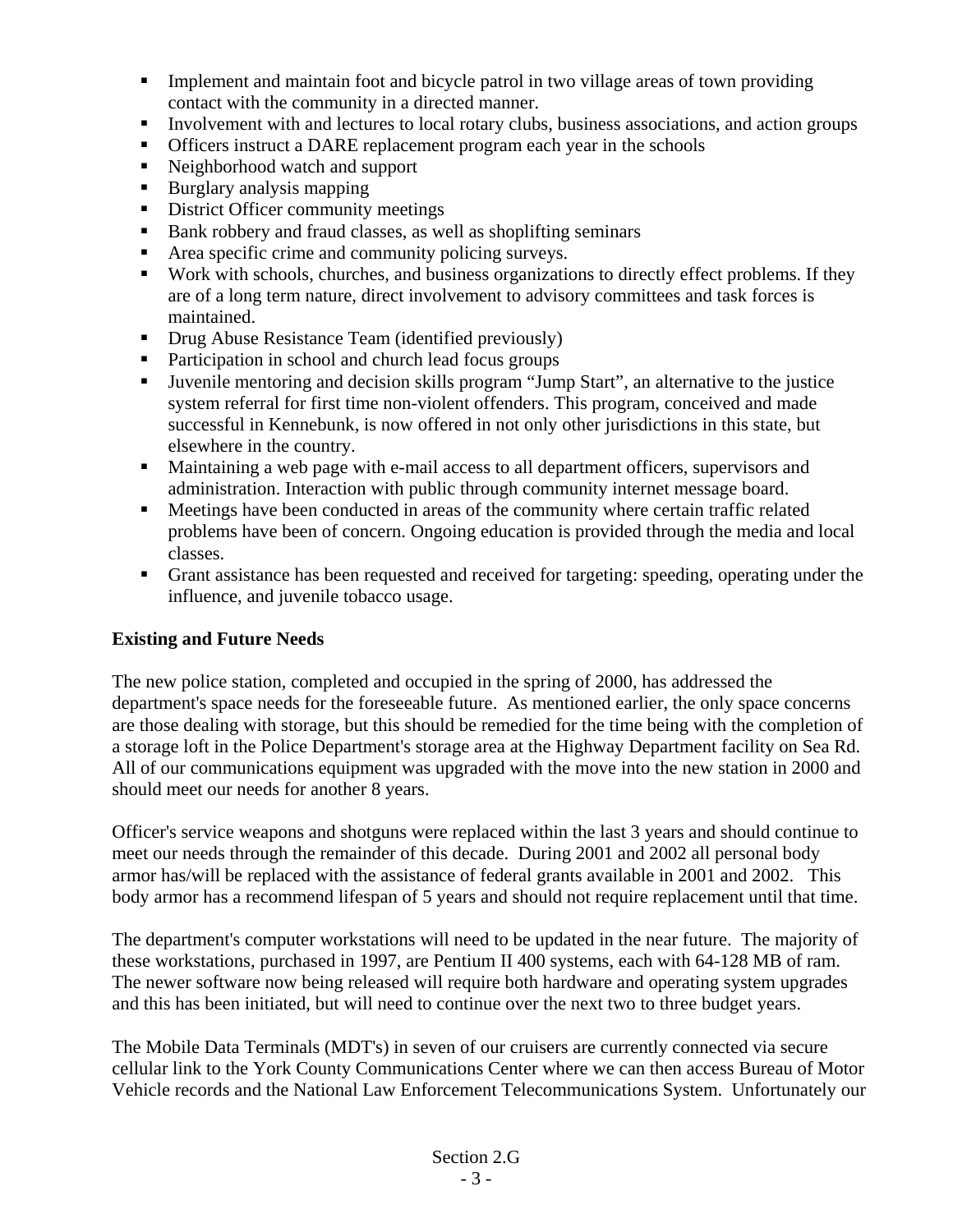- Implement and maintain foot and bicycle patrol in two village areas of town providing contact with the community in a directed manner.
- Involvement with and lectures to local rotary clubs, business associations, and action groups
- Officers instruct a DARE replacement program each year in the schools
- Neighborhood watch and support
- Burglary analysis mapping
- District Officer community meetings
- Bank robbery and fraud classes, as well as shoplifting seminars
- Area specific crime and community policing surveys.
- Work with schools, churches, and business organizations to directly effect problems. If they are of a long term nature, direct involvement to advisory committees and task forces is maintained.
- Drug Abuse Resistance Team (identified previously)
- Participation in school and church lead focus groups
- Juvenile mentoring and decision skills program "Jump Start", an alternative to the justice system referral for first time non-violent offenders. This program, conceived and made successful in Kennebunk, is now offered in not only other jurisdictions in this state, but elsewhere in the country.
- Maintaining a web page with e-mail access to all department officers, supervisors and administration. Interaction with public through community internet message board.
- Meetings have been conducted in areas of the community where certain traffic related problems have been of concern. Ongoing education is provided through the media and local classes.
- Grant assistance has been requested and received for targeting: speeding, operating under the influence, and juvenile tobacco usage.

**Existing and Future Needs**

The new police station, completed and occupied in the spring of 2000, has addressed the department's space needs for the foreseeable future. As mentioned earlier, the only space concerns are those dealing with storage, but this should be remedied for the time being with the completion of a storage loft in the Police Department's storage area at the Highway Department facility on Sea Rd. All of our communications equipment was upgraded with the move into the new station in 2000 and should meet our needs for another 8 years.

Officer's service weapons and shotguns were replaced within the last 3 years and should continue to meet our needs through the remainder of this decade. During 2001 and 2002 all personal body armor has/will be replaced with the assistance of federal grants available in 2001 and 2002. This body armor has a recommend lifespan of 5 years and should not require replacement until that time.

The department's computer workstations will need to be updated in the near future. The majority of these workstations, purchased in 1997, are Pentium II 400 systems, each with 64-128 MB of ram. The newer software now being released will require both hardware and operating system upgrades and this has been initiated, but will need to continue over the next two to three budget years.

The Mobile Data Terminals (MDT's) in seven of our cruisers are currently connected via secure cellular link to the York County Communications Center where we can then access Bureau of Motor Vehicle records and the National Law Enforcement Telecommunications System. Unfortunately our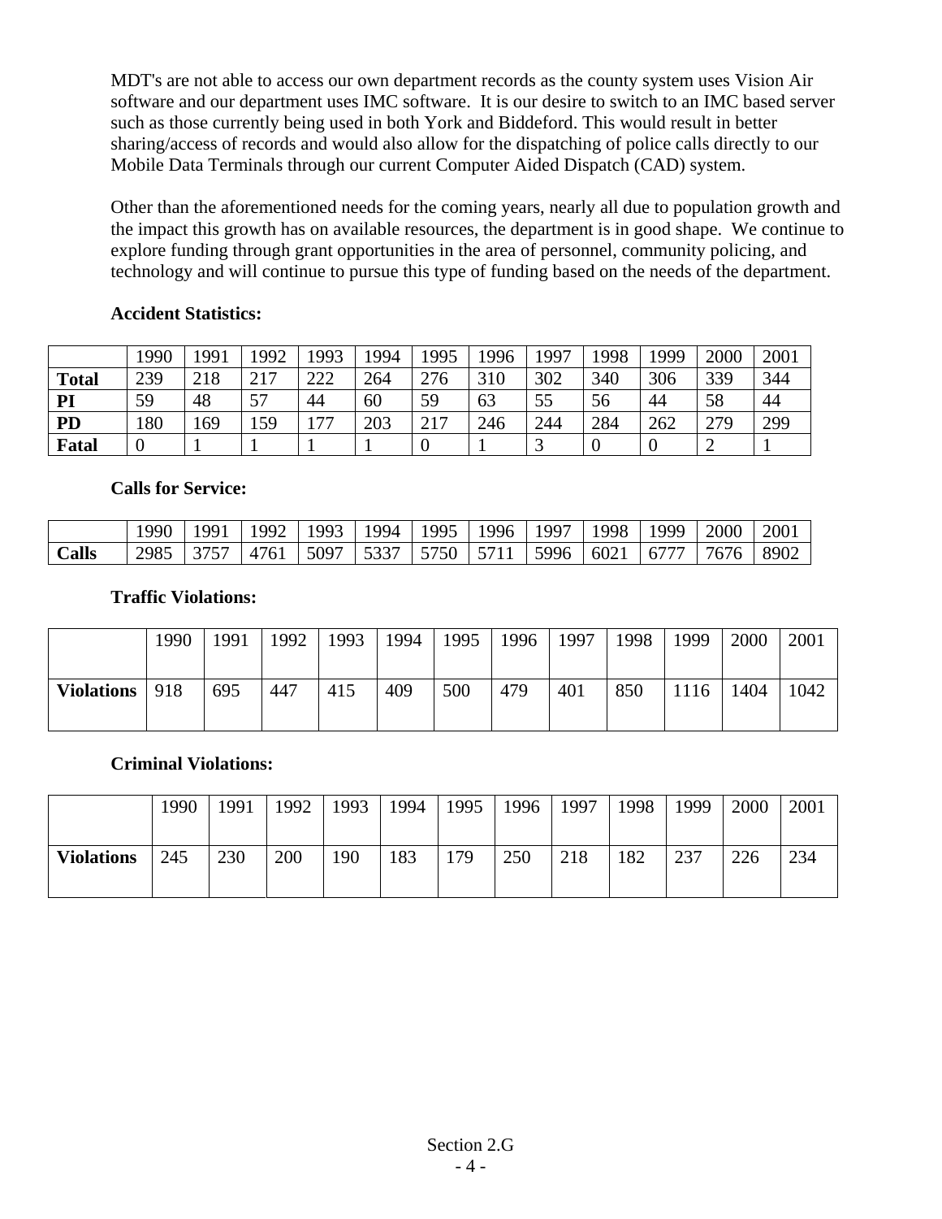MDT's are not able to access our own department records as the county system uses Vision Air software and our department uses IMC software.  It is our desire to switch to an IMC based server such as those currently being used in both York and Biddeford. This would result in better sharing/access of records and would also allow for the dispatching of police calls directly to our Mobile Data Terminals through our current Computer Aided Dispatch (CAD) system.

Other than the aforementioned needs for the coming years, nearly all due to population growth and the impact this growth has on available resources, the department is in good shape.  We continue to explore funding through grant opportunities in the area of personnel, community policing, and technology and will continue to pursue this type of funding based on the needs of the department.

**Accident Statistics:**

| | 1990 | 1991 | 1992 | 1993 | 1994 | 1995 | 1996 | 1997 | 1998 | 1999 | 2000 | 2001 |
|---|---|---|---|---|---|---|---|---|---|---|---|---|
| **Total** | 239 | 218 | 217 | 222 | 264 | 276 | 310 | 302 | 340 | 306 | 339 | 344 |
| **PI** | 59 | 48 | 57 | 44 | 60 | 59 | 63 | 55 | 56 | 44 | 58 | 44 |
| **PD** | 180 | 169 | 159 | 177 | 203 | 217 | 246 | 244 | 284 | 262 | 279 | 299 |
| **Fatal** | 0 | 1 | 1 | 1 | 1 | 0 | 1 | 3 | 0 | 0 | 2 | 1 |

**Calls for Service:**

| | 1990 | 1991 | 1992 | 1993 | 1994 | 1995 | 1996 | 1997 | 1998 | 1999 | 2000 | 2001 |
|---|---|---|---|---|---|---|---|---|---|---|---|---|
| **Calls** | 2985 | 3757 | 4761 | 5097 | 5337 | 5750 | 5711 | 5996 | 6021 | 6777 | 7676 | 8902 |

**Traffic Violations:**

| | 1990 | 1991 | 1992 | 1993 | 1994 | 1995 | 1996 | 1997 | 1998 | 1999 | 2000 | 2001 |
|---|---|---|---|---|---|---|---|---|---|---|---|---|
| **Violations** | 918 | 695 | 447 | 415 | 409 | 500 | 479 | 401 | 850 | 1116 | 1404 | 1042 |

**Criminal Violations:**

| | 1990 | 1991 | 1992 | 1993 | 1994 | 1995 | 1996 | 1997 | 1998 | 1999 | 2000 | 2001 |
|---|---|---|---|---|---|---|---|---|---|---|---|---|
| **Violations** | 245 | 230 | 200 | 190 | 183 | 179 | 250 | 218 | 182 | 237 | 226 | 234 |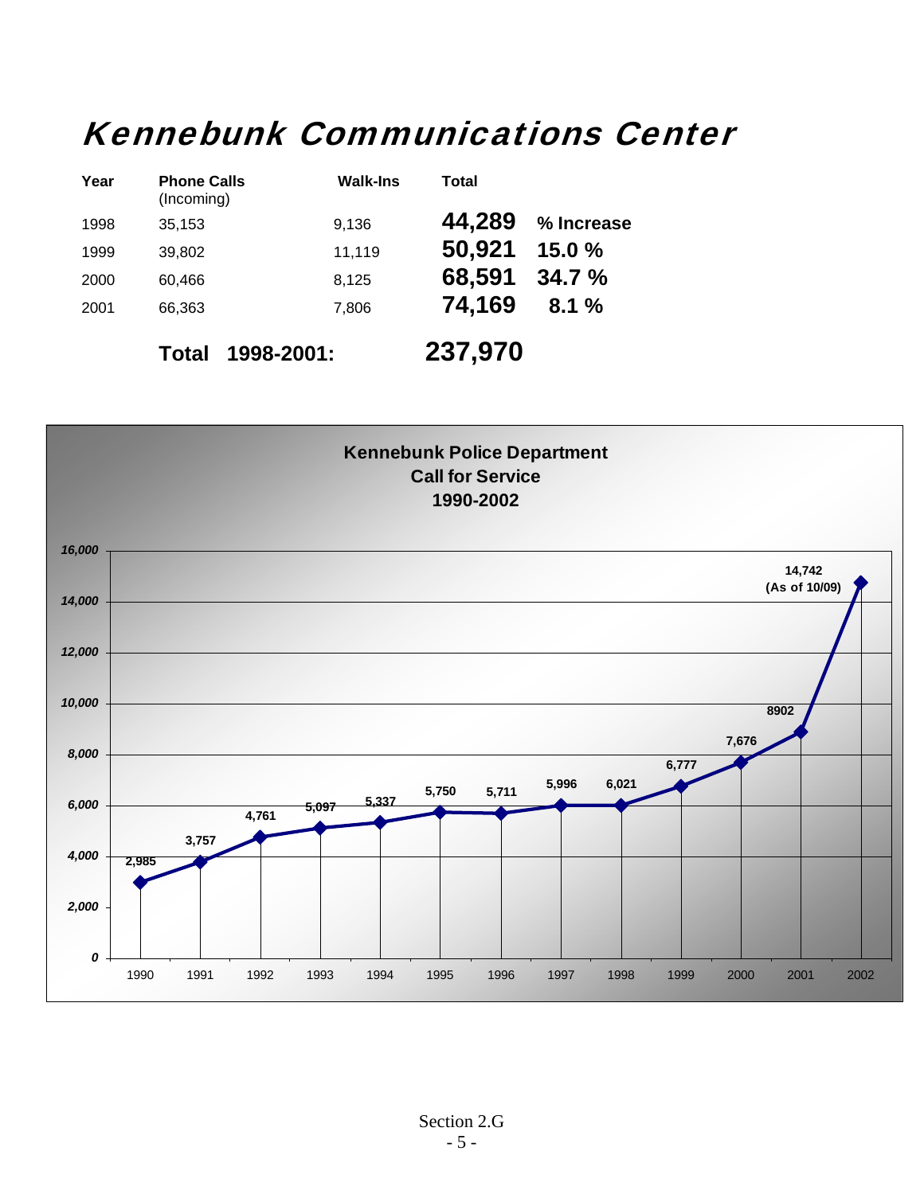# Kennebunk Communications Center

| Year | Phone Calls (Incoming) | Walk-Ins | Total | % Increase |
|---|---|---|---|---|
| 1998 | 35,153 | 9,136 | **44,289** | |
| 1999 | 39,802 | 11,119 | **50,921** | **15.0 %** |
| 2000 | 60,466 | 8,125 | **68,591** | **34.7 %** |
| 2001 | 66,363 | 7,806 | **74,169** | **8.1 %** |

**Total 1998-2001: 237,970**

**Kennebunk Police Department**
**Call for Service**
**1990-2002**

| Year | Calls for Service |
|---|---|
| 1990 | 2,985 |
| 1991 | 3,757 |
| 1992 | 4,761 |
| 1993 | 5,097 |
| 1994 | 5,337 |
| 1995 | 5,750 |
| 1996 | 5,711 |
| 1997 | 5,996 |
| 1998 | 6,021 |
| 1999 | 6,777 |
| 2000 | 7,676 |
| 2001 | 8902 |
| 2002 | 14,742 (As of 10/09) |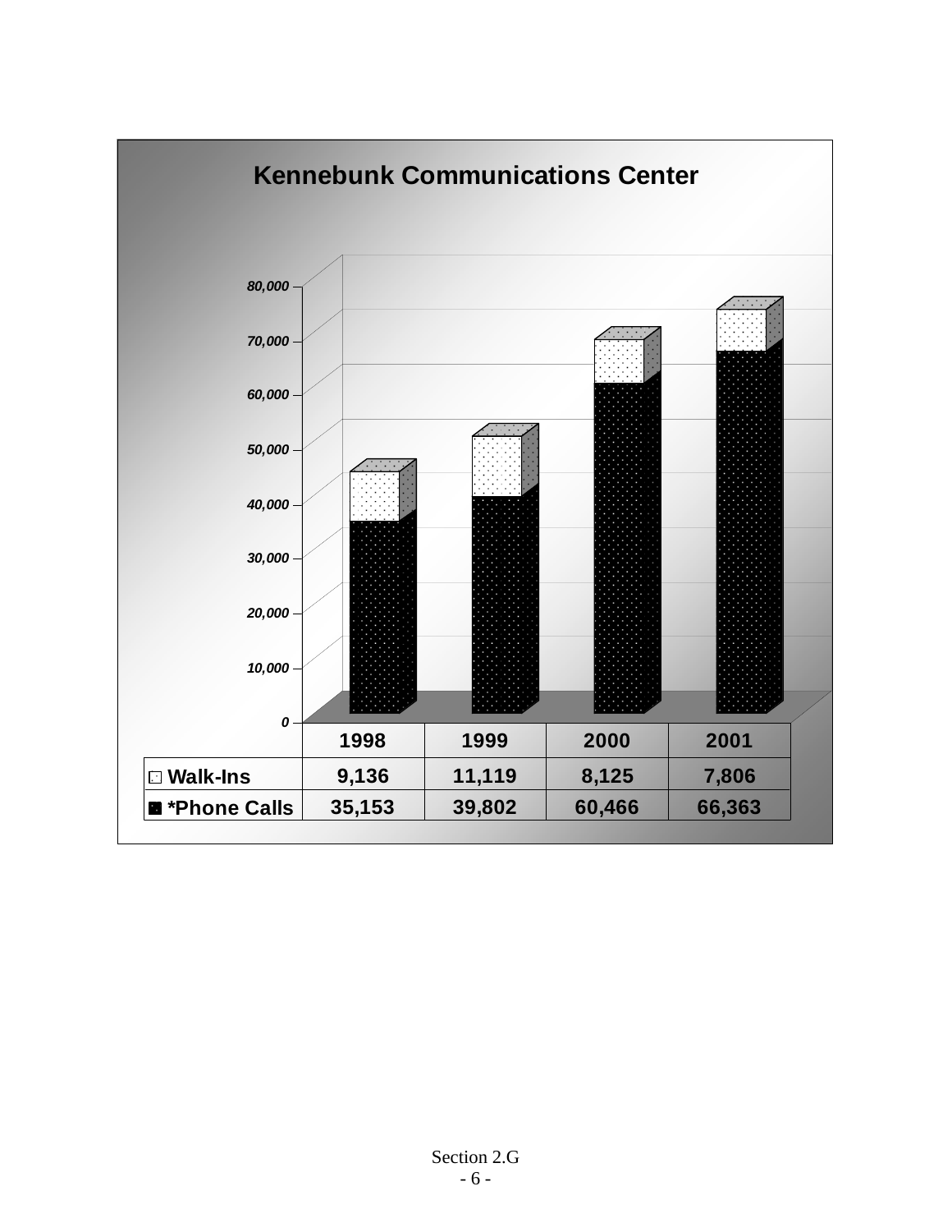# Kennebunk Communications Center

| | 1998 | 1999 | 2000 | 2001 |
|---|---|---|---|---|
| Walk-Ins | 9,136 | 11,119 | 8,125 | 7,806 |
| *Phone Calls | 35,153 | 39,802 | 60,466 | 66,363 |

Section 2.G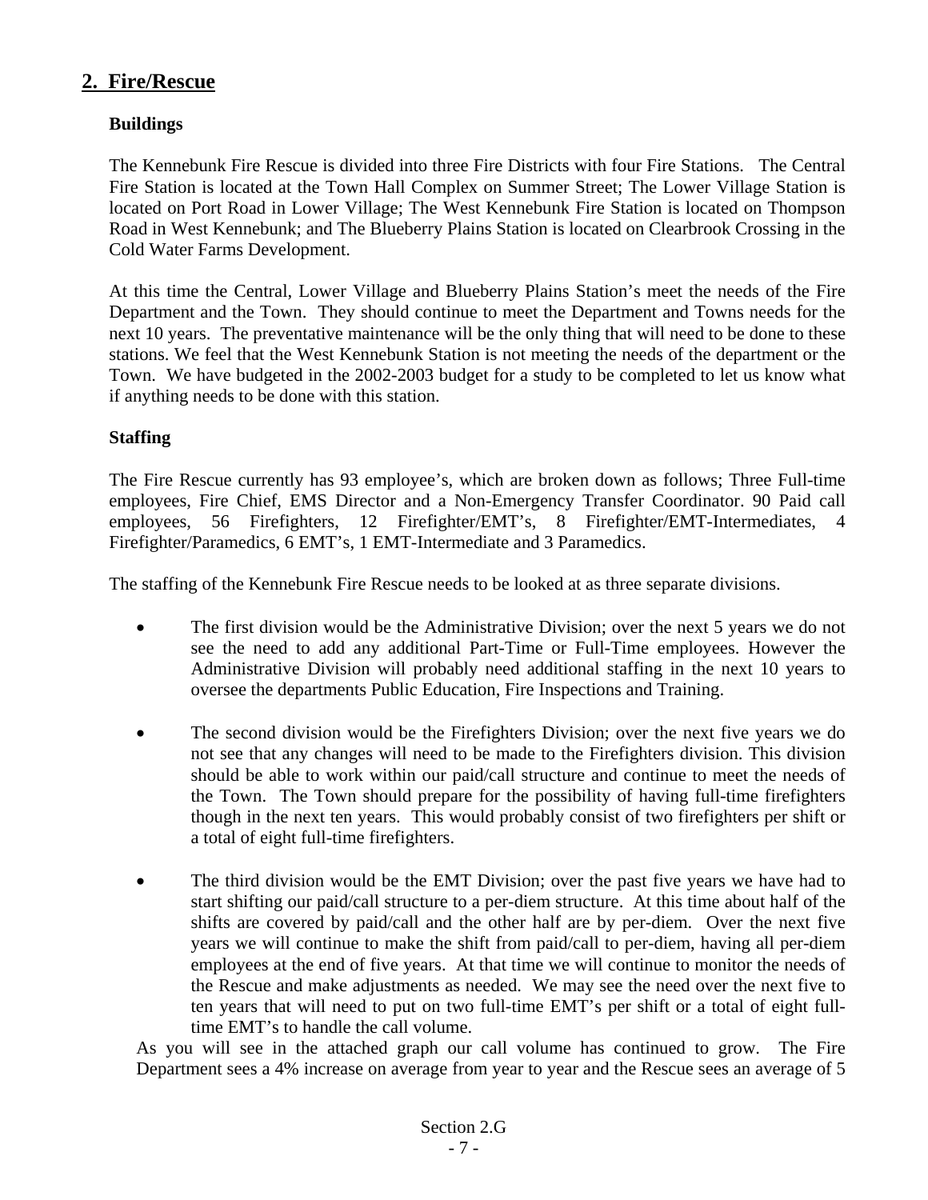## 2. Fire/Rescue

### Buildings

The Kennebunk Fire Rescue is divided into three Fire Districts with four Fire Stations. The Central Fire Station is located at the Town Hall Complex on Summer Street; The Lower Village Station is located on Port Road in Lower Village; The West Kennebunk Fire Station is located on Thompson Road in West Kennebunk; and The Blueberry Plains Station is located on Clearbrook Crossing in the Cold Water Farms Development.

At this time the Central, Lower Village and Blueberry Plains Station's meet the needs of the Fire Department and the Town. They should continue to meet the Department and Towns needs for the next 10 years. The preventative maintenance will be the only thing that will need to be done to these stations. We feel that the West Kennebunk Station is not meeting the needs of the department or the Town. We have budgeted in the 2002-2003 budget for a study to be completed to let us know what if anything needs to be done with this station.

### Staffing

The Fire Rescue currently has 93 employee's, which are broken down as follows; Three Full-time employees, Fire Chief, EMS Director and a Non-Emergency Transfer Coordinator. 90 Paid call employees, 56 Firefighters, 12 Firefighter/EMT's, 8 Firefighter/EMT-Intermediates, 4 Firefighter/Paramedics, 6 EMT's, 1 EMT-Intermediate and 3 Paramedics.

The staffing of the Kennebunk Fire Rescue needs to be looked at as three separate divisions.

- The first division would be the Administrative Division; over the next 5 years we do not see the need to add any additional Part-Time or Full-Time employees. However the Administrative Division will probably need additional staffing in the next 10 years to oversee the departments Public Education, Fire Inspections and Training.
- The second division would be the Firefighters Division; over the next five years we do not see that any changes will need to be made to the Firefighters division. This division should be able to work within our paid/call structure and continue to meet the needs of the Town. The Town should prepare for the possibility of having full-time firefighters though in the next ten years. This would probably consist of two firefighters per shift or a total of eight full-time firefighters.
- The third division would be the EMT Division; over the past five years we have had to start shifting our paid/call structure to a per-diem structure. At this time about half of the shifts are covered by paid/call and the other half are by per-diem. Over the next five years we will continue to make the shift from paid/call to per-diem, having all per-diem employees at the end of five years. At that time we will continue to monitor the needs of the Rescue and make adjustments as needed. We may see the need over the next five to ten years that will need to put on two full-time EMT's per shift or a total of eight full-time EMT's to handle the call volume.

As you will see in the attached graph our call volume has continued to grow. The Fire Department sees a 4% increase on average from year to year and the Rescue sees an average of 5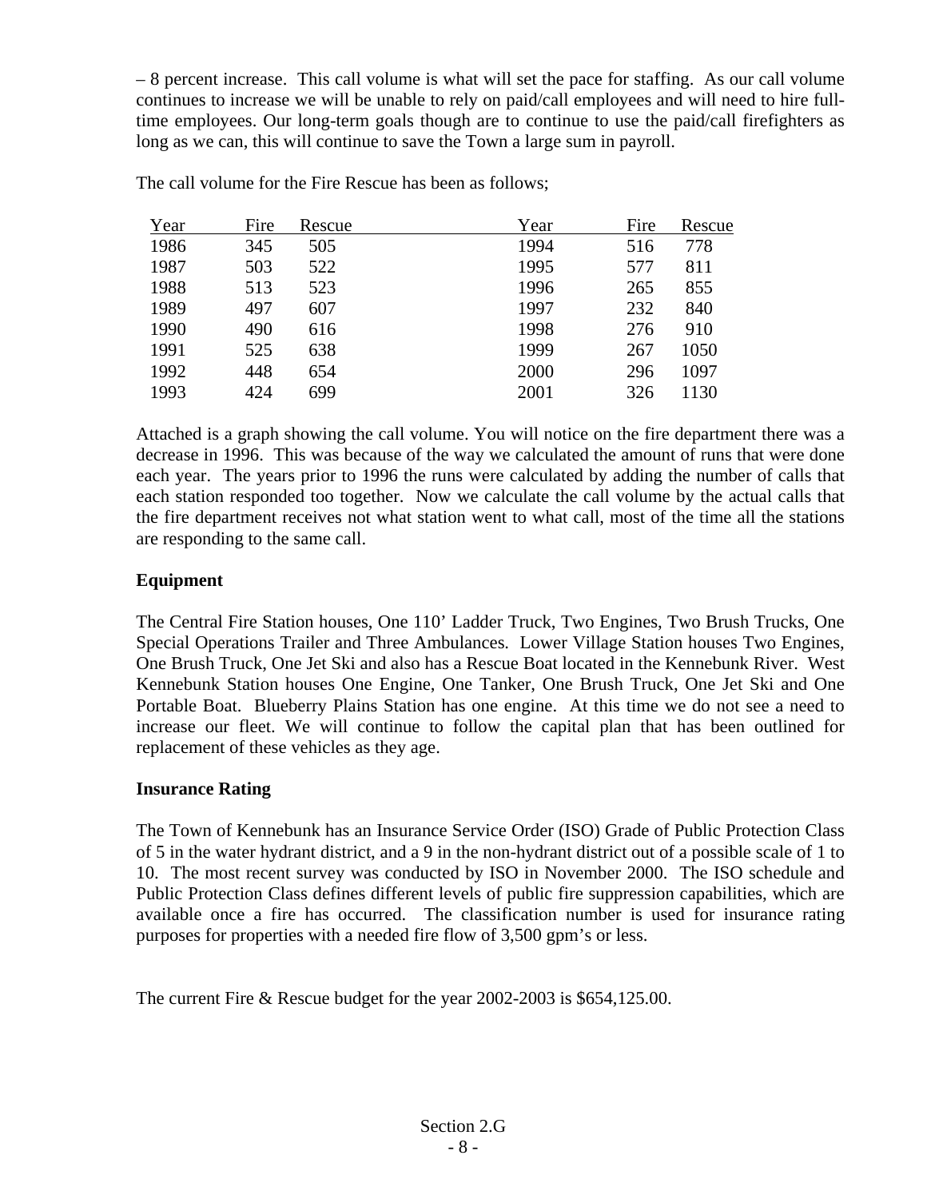– 8 percent increase. This call volume is what will set the pace for staffing. As our call volume continues to increase we will be unable to rely on paid/call employees and will need to hire full-time employees. Our long-term goals though are to continue to use the paid/call firefighters as long as we can, this will continue to save the Town a large sum in payroll.

The call volume for the Fire Rescue has been as follows;

| Year | Fire | Rescue | Year | Fire | Rescue |
|---|---|---|---|---|---|
| 1986 | 345 | 505 | 1994 | 516 | 778 |
| 1987 | 503 | 522 | 1995 | 577 | 811 |
| 1988 | 513 | 523 | 1996 | 265 | 855 |
| 1989 | 497 | 607 | 1997 | 232 | 840 |
| 1990 | 490 | 616 | 1998 | 276 | 910 |
| 1991 | 525 | 638 | 1999 | 267 | 1050 |
| 1992 | 448 | 654 | 2000 | 296 | 1097 |
| 1993 | 424 | 699 | 2001 | 326 | 1130 |

Attached is a graph showing the call volume. You will notice on the fire department there was a decrease in 1996. This was because of the way we calculated the amount of runs that were done each year. The years prior to 1996 the runs were calculated by adding the number of calls that each station responded too together. Now we calculate the call volume by the actual calls that the fire department receives not what station went to what call, most of the time all the stations are responding to the same call.

**Equipment**

The Central Fire Station houses, One 110' Ladder Truck, Two Engines, Two Brush Trucks, One Special Operations Trailer and Three Ambulances. Lower Village Station houses Two Engines, One Brush Truck, One Jet Ski and also has a Rescue Boat located in the Kennebunk River. West Kennebunk Station houses One Engine, One Tanker, One Brush Truck, One Jet Ski and One Portable Boat. Blueberry Plains Station has one engine. At this time we do not see a need to increase our fleet. We will continue to follow the capital plan that has been outlined for replacement of these vehicles as they age.

**Insurance Rating**

The Town of Kennebunk has an Insurance Service Order (ISO) Grade of Public Protection Class of 5 in the water hydrant district, and a 9 in the non-hydrant district out of a possible scale of 1 to 10. The most recent survey was conducted by ISO in November 2000. The ISO schedule and Public Protection Class defines different levels of public fire suppression capabilities, which are available once a fire has occurred. The classification number is used for insurance rating purposes for properties with a needed fire flow of 3,500 gpm's or less.

The current Fire & Rescue budget for the year 2002-2003 is $654,125.00.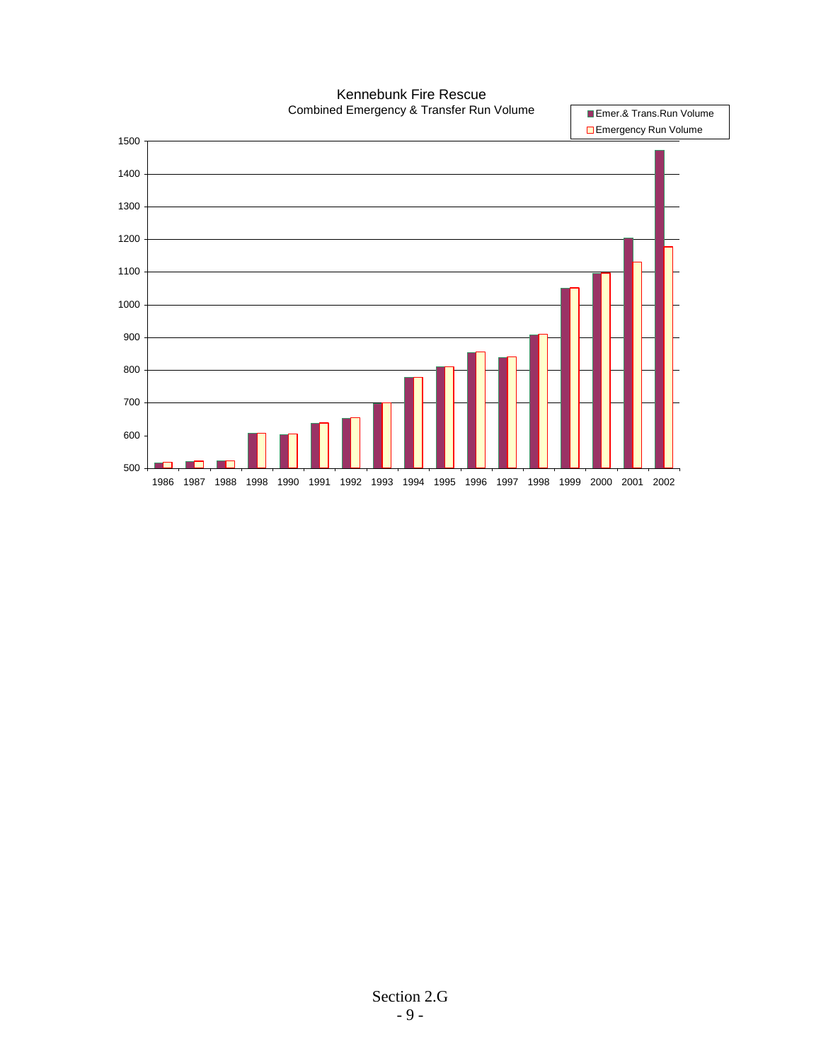Kennebunk Fire Rescue

Combined Emergency & Transfer Run Volume

Legend: Emer.& Trans.Run Volume; Emergency Run Volume

Y-axis: 500, 600, 700, 800, 900, 1000, 1100, 1200, 1300, 1400, 1500

X-axis: 1986, 1987, 1988, 1998, 1990, 1991, 1992, 1993, 1994, 1995, 1996, 1997, 1998, 1999, 2000, 2001, 2002

Section 2.G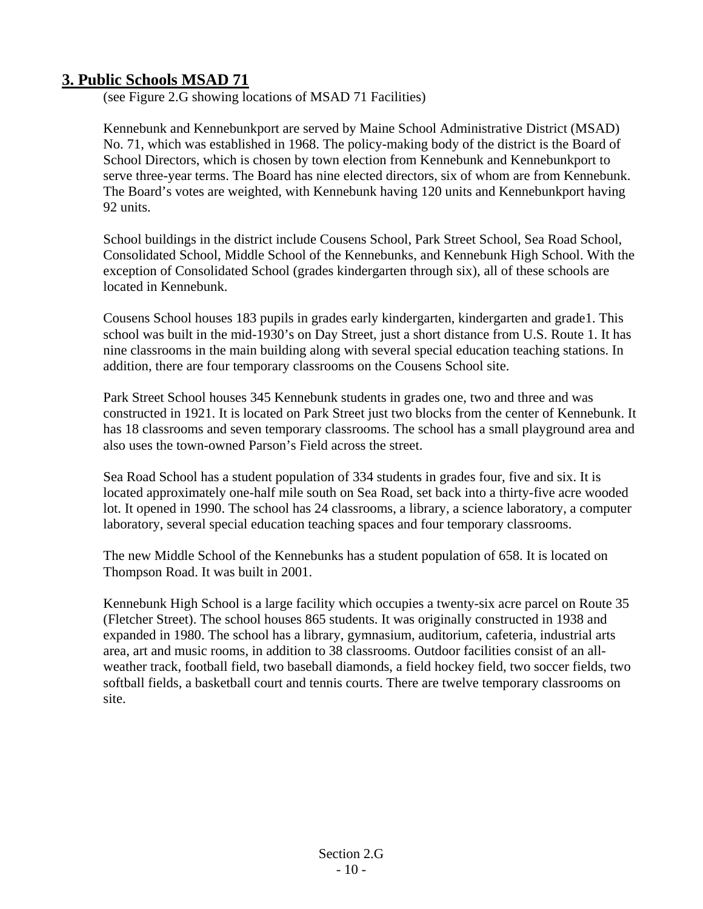## 3. Public Schools MSAD 71

(see Figure 2.G showing locations of MSAD 71 Facilities)

Kennebunk and Kennebunkport are served by Maine School Administrative District (MSAD) No. 71, which was established in 1968. The policy-making body of the district is the Board of School Directors, which is chosen by town election from Kennebunk and Kennebunkport to serve three-year terms. The Board has nine elected directors, six of whom are from Kennebunk. The Board's votes are weighted, with Kennebunk having 120 units and Kennebunkport having 92 units.

School buildings in the district include Cousens School, Park Street School, Sea Road School, Consolidated School, Middle School of the Kennebunks, and Kennebunk High School. With the exception of Consolidated School (grades kindergarten through six), all of these schools are located in Kennebunk.

Cousens School houses 183 pupils in grades early kindergarten, kindergarten and grade1. This school was built in the mid-1930's on Day Street, just a short distance from U.S. Route 1. It has nine classrooms in the main building along with several special education teaching stations. In addition, there are four temporary classrooms on the Cousens School site.

Park Street School houses 345 Kennebunk students in grades one, two and three and was constructed in 1921. It is located on Park Street just two blocks from the center of Kennebunk. It has 18 classrooms and seven temporary classrooms. The school has a small playground area and also uses the town-owned Parson's Field across the street.

Sea Road School has a student population of 334 students in grades four, five and six. It is located approximately one-half mile south on Sea Road, set back into a thirty-five acre wooded lot. It opened in 1990. The school has 24 classrooms, a library, a science laboratory, a computer laboratory, several special education teaching spaces and four temporary classrooms.

The new Middle School of the Kennebunks has a student population of 658. It is located on Thompson Road. It was built in 2001.

Kennebunk High School is a large facility which occupies a twenty-six acre parcel on Route 35 (Fletcher Street). The school houses 865 students. It was originally constructed in 1938 and expanded in 1980. The school has a library, gymnasium, auditorium, cafeteria, industrial arts area, art and music rooms, in addition to 38 classrooms. Outdoor facilities consist of an all-weather track, football field, two baseball diamonds, a field hockey field, two soccer fields, two softball fields, a basketball court and tennis courts. There are twelve temporary classrooms on site.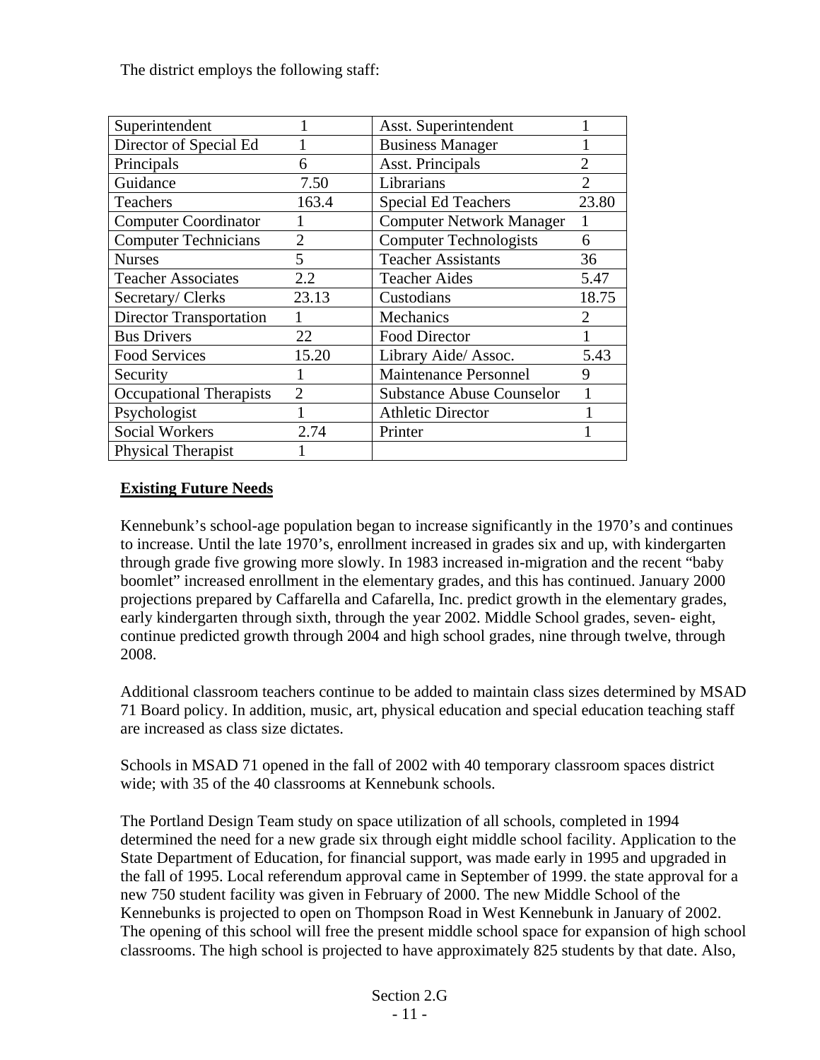The district employs the following staff:

| | | | |
|---|---|---|---|
| Superintendent | 1 | Asst. Superintendent | 1 |
| Director of Special Ed | 1 | Business Manager | 1 |
| Principals | 6 | Asst. Principals | 2 |
| Guidance | 7.50 | Librarians | 2 |
| Teachers | 163.4 | Special Ed Teachers | 23.80 |
| Computer Coordinator | 1 | Computer Network Manager | 1 |
| Computer Technicians | 2 | Computer Technologists | 6 |
| Nurses | 5 | Teacher Assistants | 36 |
| Teacher Associates | 2.2 | Teacher Aides | 5.47 |
| Secretary/ Clerks | 23.13 | Custodians | 18.75 |
| Director Transportation | 1 | Mechanics | 2 |
| Bus Drivers | 22 | Food Director | 1 |
| Food Services | 15.20 | Library Aide/ Assoc. | 5.43 |
| Security | 1 | Maintenance Personnel | 9 |
| Occupational Therapists | 2 | Substance Abuse Counselor | 1 |
| Psychologist | 1 | Athletic Director | 1 |
| Social Workers | 2.74 | Printer | 1 |
| Physical Therapist | 1 | | |

**Existing Future Needs**

Kennebunk's school-age population began to increase significantly in the 1970's and continues to increase. Until the late 1970's, enrollment increased in grades six and up, with kindergarten through grade five growing more slowly. In 1983 increased in-migration and the recent "baby boomlet" increased enrollment in the elementary grades, and this has continued. January 2000 projections prepared by Caffarella and Cafarella, Inc. predict growth in the elementary grades, early kindergarten through sixth, through the year 2002. Middle School grades, seven- eight, continue predicted growth through 2004 and high school grades, nine through twelve, through 2008.

Additional classroom teachers continue to be added to maintain class sizes determined by MSAD 71 Board policy. In addition, music, art, physical education and special education teaching staff are increased as class size dictates.

Schools in MSAD 71 opened in the fall of 2002 with 40 temporary classroom spaces district wide; with 35 of the 40 classrooms at Kennebunk schools.

The Portland Design Team study on space utilization of all schools, completed in 1994 determined the need for a new grade six through eight middle school facility. Application to the State Department of Education, for financial support, was made early in 1995 and upgraded in the fall of 1995. Local referendum approval came in September of 1999. the state approval for a new 750 student facility was given in February of 2000. The new Middle School of the Kennebunks is projected to open on Thompson Road in West Kennebunk in January of 2002. The opening of this school will free the present middle school space for expansion of high school classrooms. The high school is projected to have approximately 825 students by that date. Also,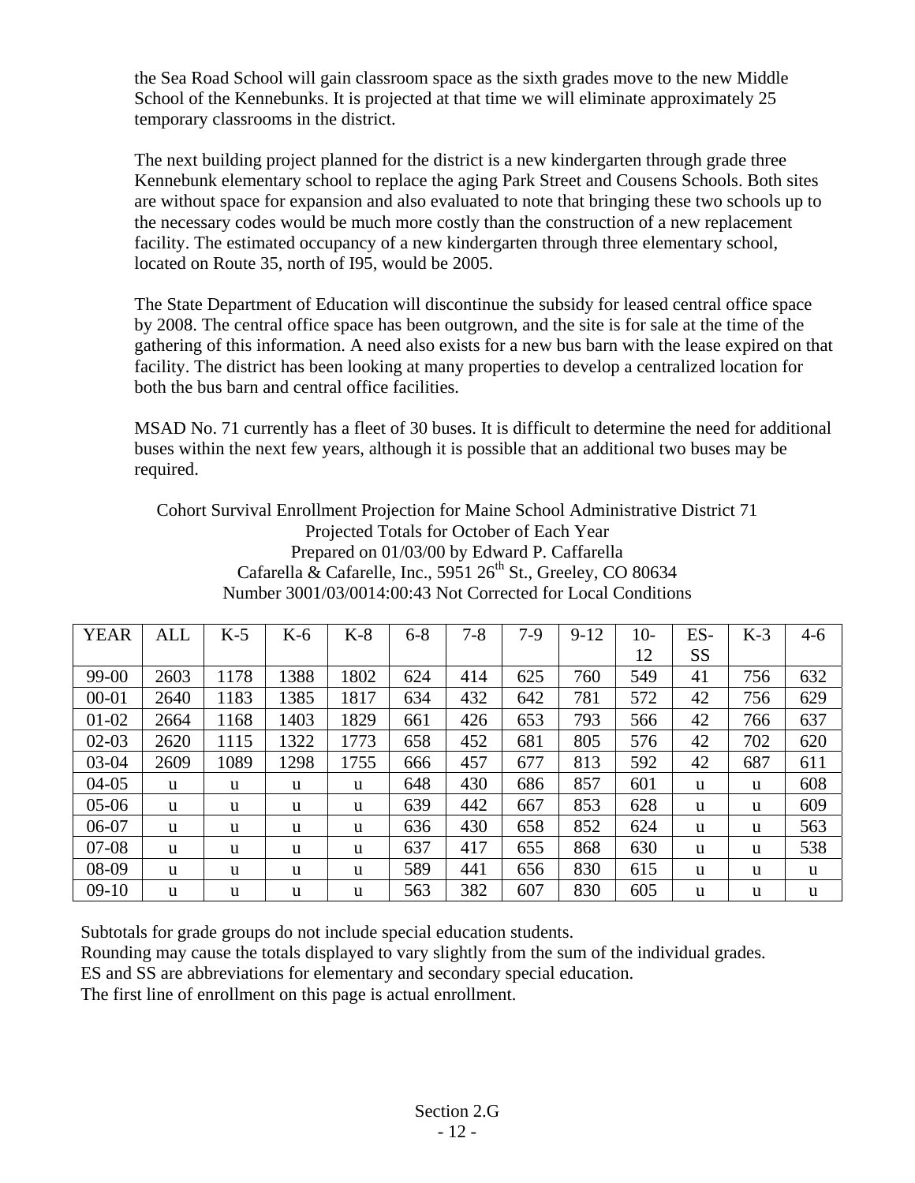the Sea Road School will gain classroom space as the sixth grades move to the new Middle School of the Kennebunks. It is projected at that time we will eliminate approximately 25 temporary classrooms in the district.

The next building project planned for the district is a new kindergarten through grade three Kennebunk elementary school to replace the aging Park Street and Cousens Schools. Both sites are without space for expansion and also evaluated to note that bringing these two schools up to the necessary codes would be much more costly than the construction of a new replacement facility. The estimated occupancy of a new kindergarten through three elementary school, located on Route 35, north of I95, would be 2005.

The State Department of Education will discontinue the subsidy for leased central office space by 2008. The central office space has been outgrown, and the site is for sale at the time of the gathering of this information. A need also exists for a new bus barn with the lease expired on that facility. The district has been looking at many properties to develop a centralized location for both the bus barn and central office facilities.

MSAD No. 71 currently has a fleet of 30 buses. It is difficult to determine the need for additional buses within the next few years, although it is possible that an additional two buses may be required.

Cohort Survival Enrollment Projection for Maine School Administrative District 71
Projected Totals for October of Each Year
Prepared on 01/03/00 by Edward P. Caffarella
Cafarella & Cafarelle, Inc., 5951 26th St., Greeley, CO 80634
Number 3001/03/0014:00:43 Not Corrected for Local Conditions

| YEAR | ALL | K-5 | K-6 | K-8 | 6-8 | 7-8 | 7-9 | 9-12 | 10-12 | ES-SS | K-3 | 4-6 |
|---|---|---|---|---|---|---|---|---|---|---|---|---|
| 99-00 | 2603 | 1178 | 1388 | 1802 | 624 | 414 | 625 | 760 | 549 | 41 | 756 | 632 |
| 00-01 | 2640 | 1183 | 1385 | 1817 | 634 | 432 | 642 | 781 | 572 | 42 | 756 | 629 |
| 01-02 | 2664 | 1168 | 1403 | 1829 | 661 | 426 | 653 | 793 | 566 | 42 | 766 | 637 |
| 02-03 | 2620 | 1115 | 1322 | 1773 | 658 | 452 | 681 | 805 | 576 | 42 | 702 | 620 |
| 03-04 | 2609 | 1089 | 1298 | 1755 | 666 | 457 | 677 | 813 | 592 | 42 | 687 | 611 |
| 04-05 | u | u | u | u | 648 | 430 | 686 | 857 | 601 | u | u | 608 |
| 05-06 | u | u | u | u | 639 | 442 | 667 | 853 | 628 | u | u | 609 |
| 06-07 | u | u | u | u | 636 | 430 | 658 | 852 | 624 | u | u | 563 |
| 07-08 | u | u | u | u | 637 | 417 | 655 | 868 | 630 | u | u | 538 |
| 08-09 | u | u | u | u | 589 | 441 | 656 | 830 | 615 | u | u | u |
| 09-10 | u | u | u | u | 563 | 382 | 607 | 830 | 605 | u | u | u |

Subtotals for grade groups do not include special education students.
Rounding may cause the totals displayed to vary slightly from the sum of the individual grades.
ES and SS are abbreviations for elementary and secondary special education.
The first line of enrollment on this page is actual enrollment.

Section 2.G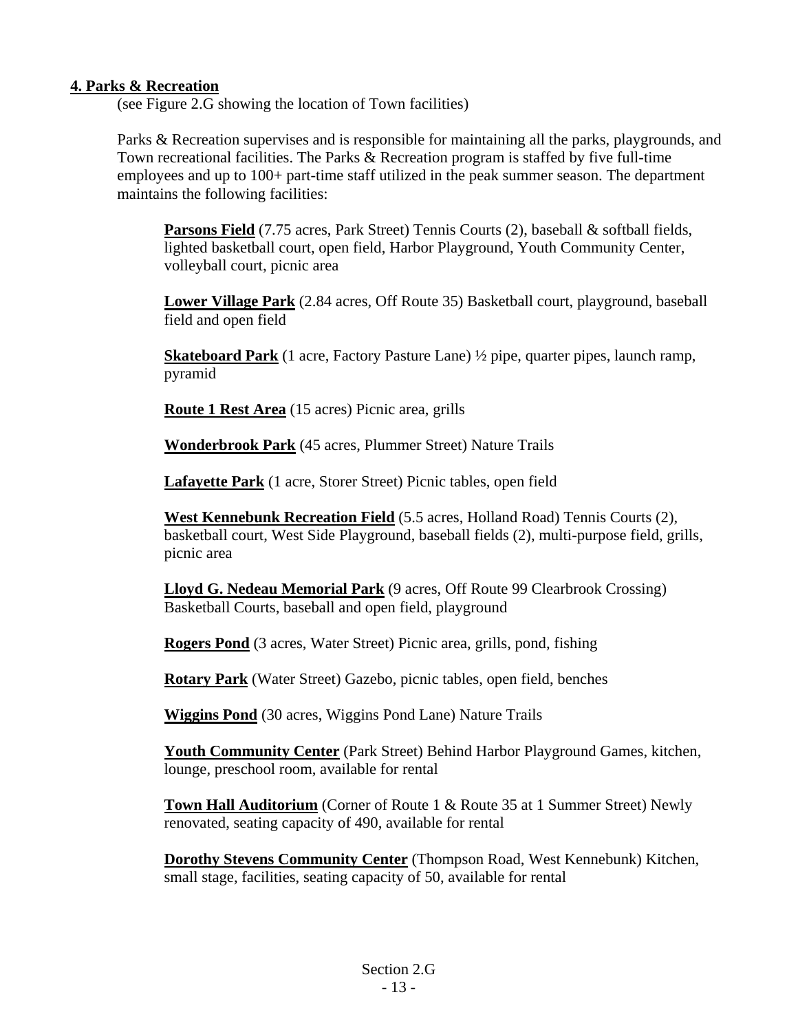## 4. Parks & Recreation

(see Figure 2.G showing the location of Town facilities)

Parks & Recreation supervises and is responsible for maintaining all the parks, playgrounds, and Town recreational facilities. The Parks & Recreation program is staffed by five full-time employees and up to 100+ part-time staff utilized in the peak summer season. The department maintains the following facilities:

**Parsons Field** (7.75 acres, Park Street) Tennis Courts (2), baseball & softball fields, lighted basketball court, open field, Harbor Playground, Youth Community Center, volleyball court, picnic area

**Lower Village Park** (2.84 acres, Off Route 35) Basketball court, playground, baseball field and open field

**Skateboard Park** (1 acre, Factory Pasture Lane) ½ pipe, quarter pipes, launch ramp, pyramid

**Route 1 Rest Area** (15 acres) Picnic area, grills

**Wonderbrook Park** (45 acres, Plummer Street) Nature Trails

**Lafayette Park** (1 acre, Storer Street) Picnic tables, open field

**West Kennebunk Recreation Field** (5.5 acres, Holland Road) Tennis Courts (2), basketball court, West Side Playground, baseball fields (2), multi-purpose field, grills, picnic area

**Lloyd G. Nedeau Memorial Park** (9 acres, Off Route 99 Clearbrook Crossing) Basketball Courts, baseball and open field, playground

**Rogers Pond** (3 acres, Water Street) Picnic area, grills, pond, fishing

**Rotary Park** (Water Street) Gazebo, picnic tables, open field, benches

**Wiggins Pond** (30 acres, Wiggins Pond Lane) Nature Trails

**Youth Community Center** (Park Street) Behind Harbor Playground Games, kitchen, lounge, preschool room, available for rental

**Town Hall Auditorium** (Corner of Route 1 & Route 35 at 1 Summer Street) Newly renovated, seating capacity of 490, available for rental

**Dorothy Stevens Community Center** (Thompson Road, West Kennebunk) Kitchen, small stage, facilities, seating capacity of 50, available for rental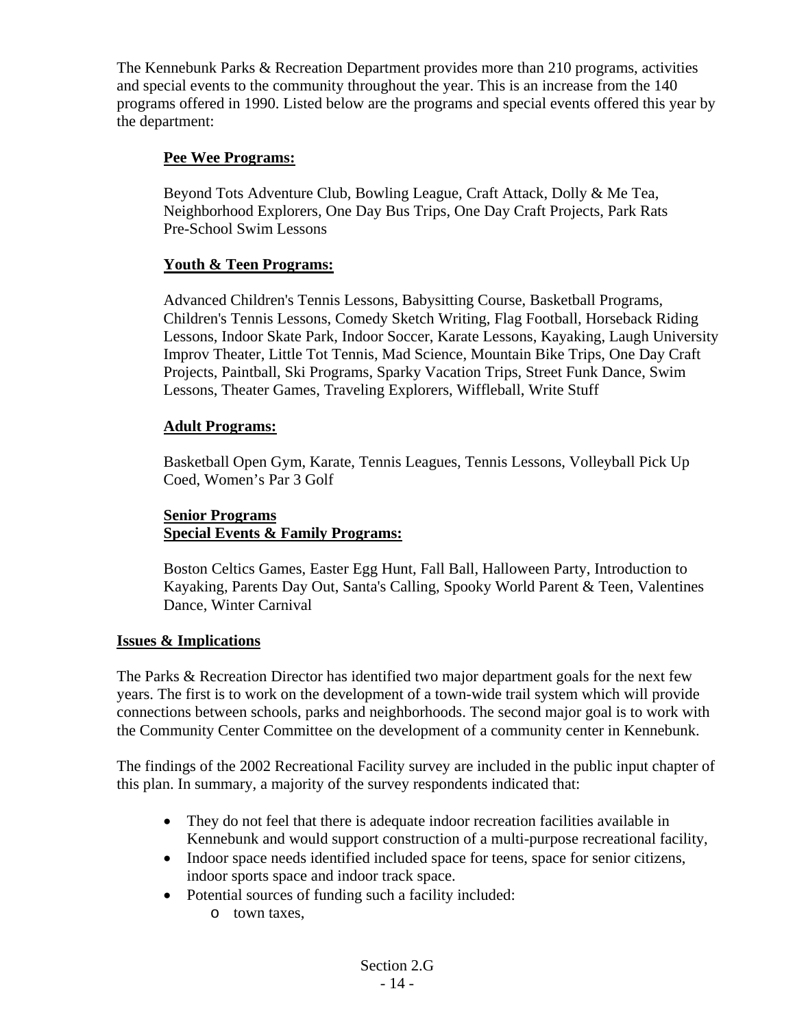The Kennebunk Parks & Recreation Department provides more than 210 programs, activities and special events to the community throughout the year. This is an increase from the 140 programs offered in 1990. Listed below are the programs and special events offered this year by the department:

**Pee Wee Programs:**

Beyond Tots Adventure Club, Bowling League, Craft Attack, Dolly & Me Tea, Neighborhood Explorers, One Day Bus Trips, One Day Craft Projects, Park Rats Pre-School Swim Lessons

**Youth & Teen Programs:**

Advanced Children's Tennis Lessons, Babysitting Course, Basketball Programs, Children's Tennis Lessons, Comedy Sketch Writing, Flag Football, Horseback Riding Lessons, Indoor Skate Park, Indoor Soccer, Karate Lessons, Kayaking, Laugh University Improv Theater, Little Tot Tennis, Mad Science, Mountain Bike Trips, One Day Craft Projects, Paintball, Ski Programs, Sparky Vacation Trips, Street Funk Dance, Swim Lessons, Theater Games, Traveling Explorers, Wiffleball, Write Stuff

**Adult Programs:**

Basketball Open Gym, Karate, Tennis Leagues, Tennis Lessons, Volleyball Pick Up Coed, Women's Par 3 Golf

**Senior Programs**
**Special Events & Family Programs:**

Boston Celtics Games, Easter Egg Hunt, Fall Ball, Halloween Party, Introduction to Kayaking, Parents Day Out, Santa's Calling, Spooky World Parent & Teen, Valentines Dance, Winter Carnival

**Issues & Implications**

The Parks & Recreation Director has identified two major department goals for the next few years. The first is to work on the development of a town-wide trail system which will provide connections between schools, parks and neighborhoods. The second major goal is to work with the Community Center Committee on the development of a community center in Kennebunk.

The findings of the 2002 Recreational Facility survey are included in the public input chapter of this plan. In summary, a majority of the survey respondents indicated that:

- They do not feel that there is adequate indoor recreation facilities available in Kennebunk and would support construction of a multi-purpose recreational facility,
- Indoor space needs identified included space for teens, space for senior citizens, indoor sports space and indoor track space.
- Potential sources of funding such a facility included:
    - town taxes,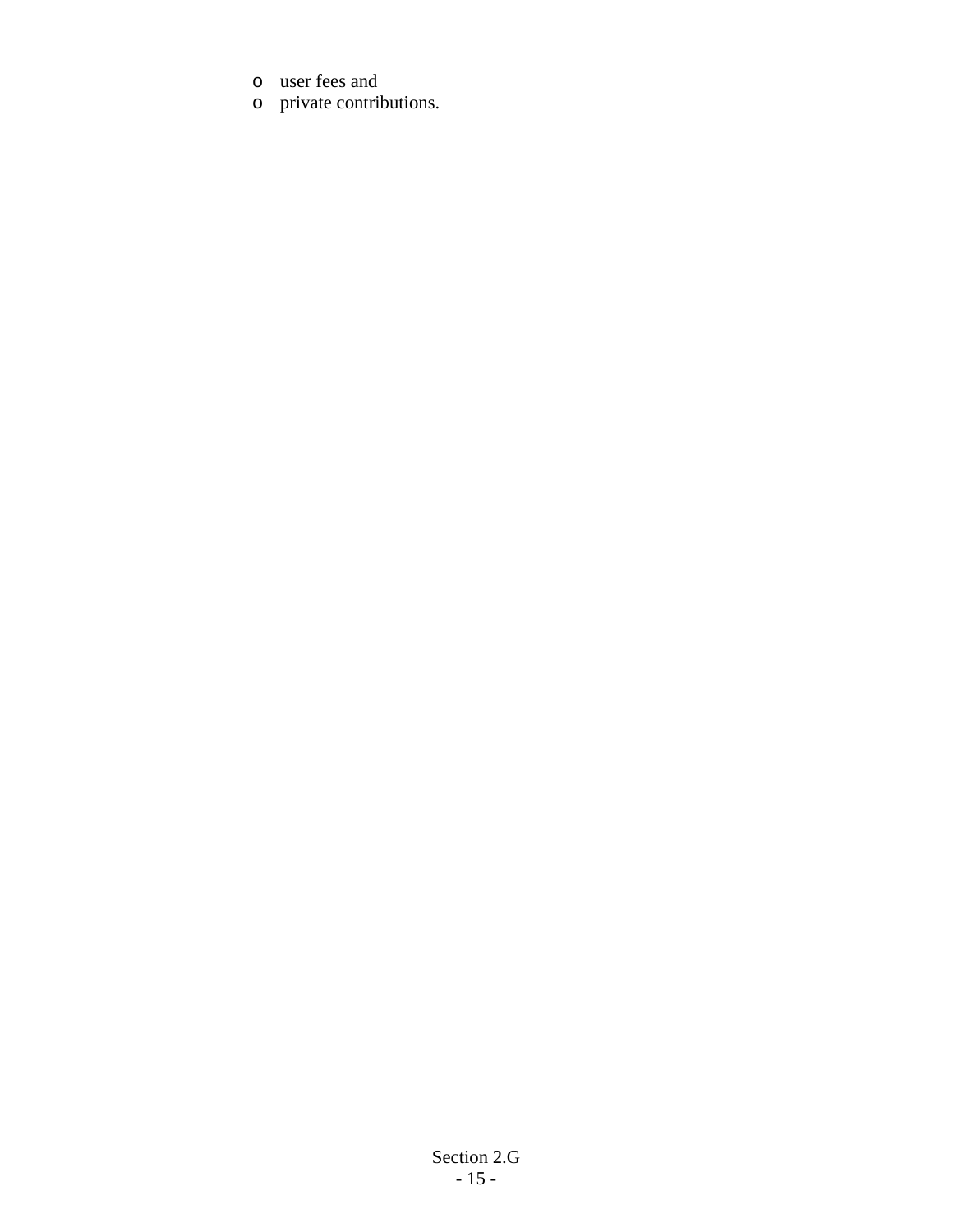- user fees and
- private contributions.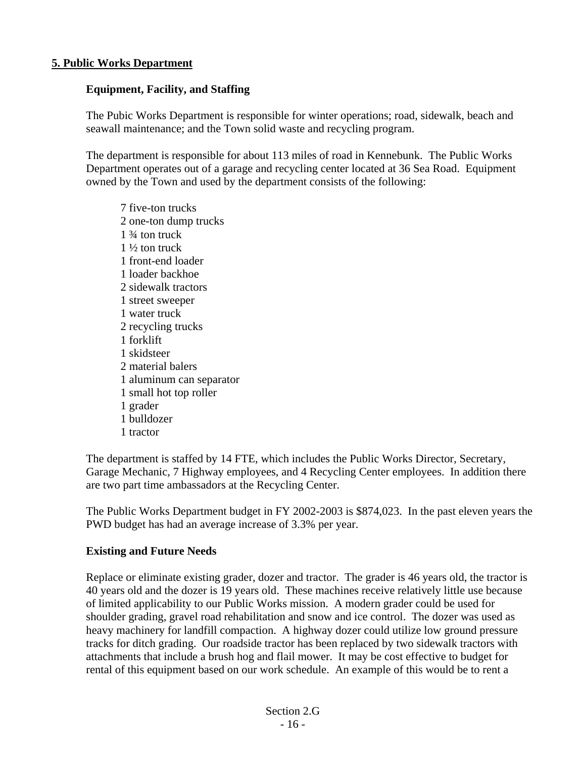## 5. Public Works Department

### Equipment, Facility, and Staffing

The Pubic Works Department is responsible for winter operations; road, sidewalk, beach and seawall maintenance; and the Town solid waste and recycling program.

The department is responsible for about 113 miles of road in Kennebunk. The Public Works Department operates out of a garage and recycling center located at 36 Sea Road. Equipment owned by the Town and used by the department consists of the following:

- 7 five-ton trucks
- 2 one-ton dump trucks
- 1 ¾ ton truck
- 1 ½ ton truck
- 1 front-end loader
- 1 loader backhoe
- 2 sidewalk tractors
- 1 street sweeper
- 1 water truck
- 2 recycling trucks
- 1 forklift
- 1 skidsteer
- 2 material balers
- 1 aluminum can separator
- 1 small hot top roller
- 1 grader
- 1 bulldozer
- 1 tractor

The department is staffed by 14 FTE, which includes the Public Works Director, Secretary, Garage Mechanic, 7 Highway employees, and 4 Recycling Center employees. In addition there are two part time ambassadors at the Recycling Center.

The Public Works Department budget in FY 2002-2003 is $874,023. In the past eleven years the PWD budget has had an average increase of 3.3% per year.

### Existing and Future Needs

Replace or eliminate existing grader, dozer and tractor. The grader is 46 years old, the tractor is 40 years old and the dozer is 19 years old. These machines receive relatively little use because of limited applicability to our Public Works mission. A modern grader could be used for shoulder grading, gravel road rehabilitation and snow and ice control. The dozer was used as heavy machinery for landfill compaction. A highway dozer could utilize low ground pressure tracks for ditch grading. Our roadside tractor has been replaced by two sidewalk tractors with attachments that include a brush hog and flail mower. It may be cost effective to budget for rental of this equipment based on our work schedule. An example of this would be to rent a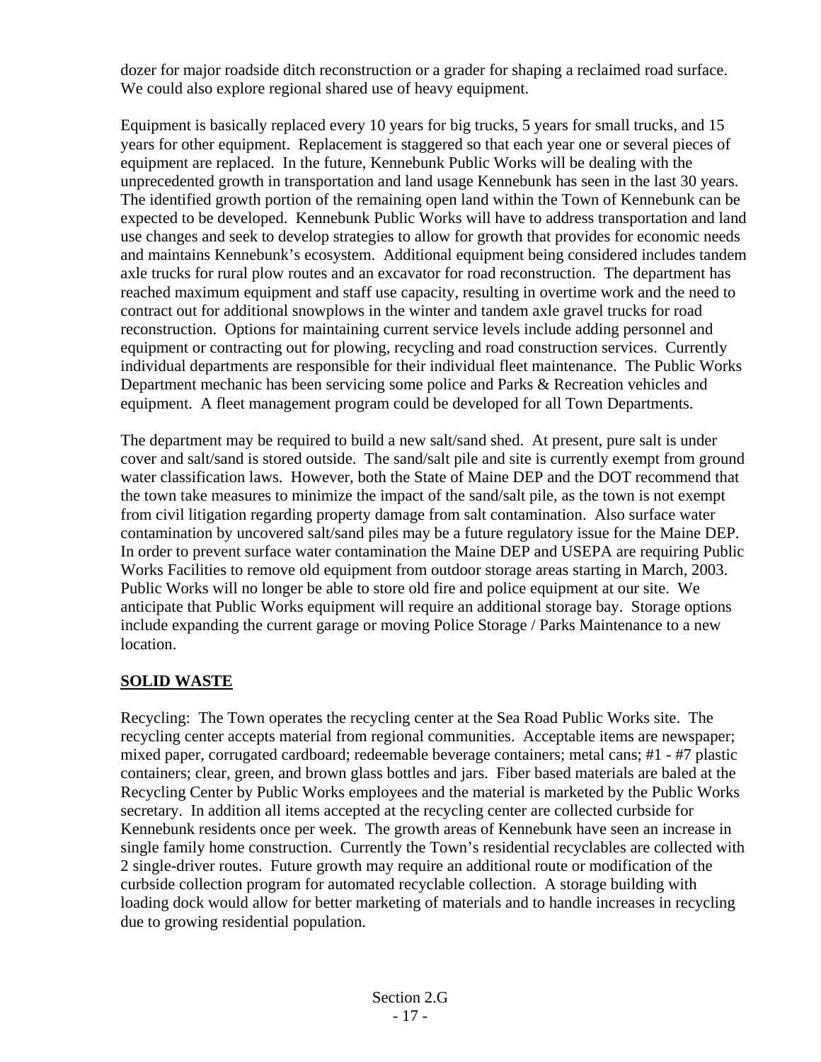dozer for major roadside ditch reconstruction or a grader for shaping a reclaimed road surface. We could also explore regional shared use of heavy equipment.

Equipment is basically replaced every 10 years for big trucks, 5 years for small trucks, and 15 years for other equipment. Replacement is staggered so that each year one or several pieces of equipment are replaced. In the future, Kennebunk Public Works will be dealing with the unprecedented growth in transportation and land usage Kennebunk has seen in the last 30 years. The identified growth portion of the remaining open land within the Town of Kennebunk can be expected to be developed. Kennebunk Public Works will have to address transportation and land use changes and seek to develop strategies to allow for growth that provides for economic needs and maintains Kennebunk's ecosystem. Additional equipment being considered includes tandem axle trucks for rural plow routes and an excavator for road reconstruction. The department has reached maximum equipment and staff use capacity, resulting in overtime work and the need to contract out for additional snowplows in the winter and tandem axle gravel trucks for road reconstruction. Options for maintaining current service levels include adding personnel and equipment or contracting out for plowing, recycling and road construction services. Currently individual departments are responsible for their individual fleet maintenance. The Public Works Department mechanic has been servicing some police and Parks & Recreation vehicles and equipment. A fleet management program could be developed for all Town Departments.

The department may be required to build a new salt/sand shed. At present, pure salt is under cover and salt/sand is stored outside. The sand/salt pile and site is currently exempt from ground water classification laws. However, both the State of Maine DEP and the DOT recommend that the town take measures to minimize the impact of the sand/salt pile, as the town is not exempt from civil litigation regarding property damage from salt contamination. Also surface water contamination by uncovered salt/sand piles may be a future regulatory issue for the Maine DEP. In order to prevent surface water contamination the Maine DEP and USEPA are requiring Public Works Facilities to remove old equipment from outdoor storage areas starting in March, 2003. Public Works will no longer be able to store old fire and police equipment at our site. We anticipate that Public Works equipment will require an additional storage bay. Storage options include expanding the current garage or moving Police Storage / Parks Maintenance to a new location.

## SOLID WASTE

Recycling: The Town operates the recycling center at the Sea Road Public Works site. The recycling center accepts material from regional communities. Acceptable items are newspaper; mixed paper, corrugated cardboard; redeemable beverage containers; metal cans; #1 - #7 plastic containers; clear, green, and brown glass bottles and jars. Fiber based materials are baled at the Recycling Center by Public Works employees and the material is marketed by the Public Works secretary. In addition all items accepted at the recycling center are collected curbside for Kennebunk residents once per week. The growth areas of Kennebunk have seen an increase in single family home construction. Currently the Town's residential recyclables are collected with 2 single-driver routes. Future growth may require an additional route or modification of the curbside collection program for automated recyclable collection. A storage building with loading dock would allow for better marketing of materials and to handle increases in recycling due to growing residential population.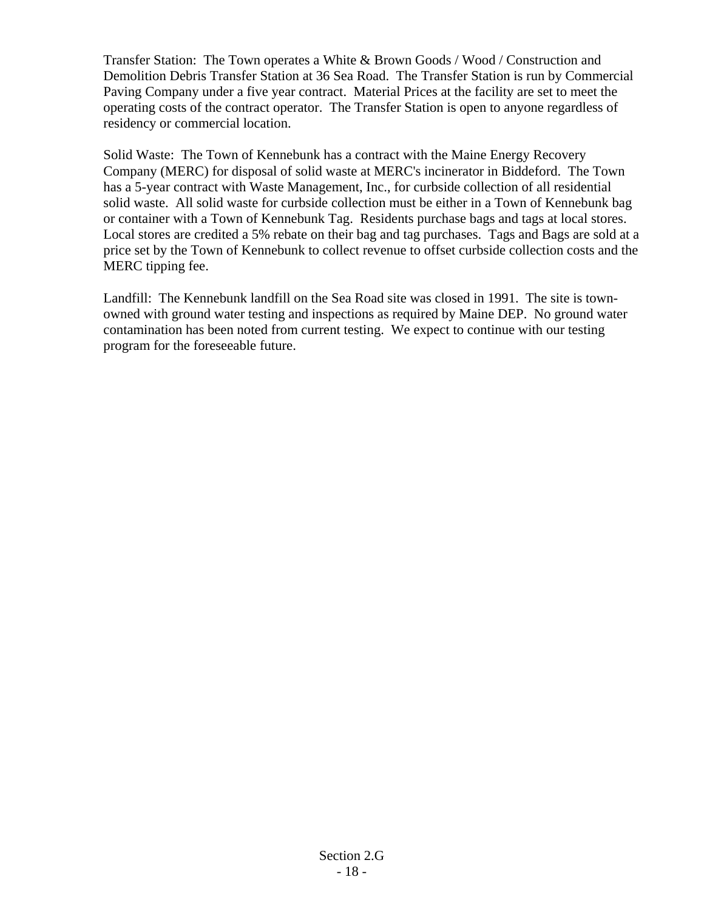Transfer Station: The Town operates a White & Brown Goods / Wood / Construction and Demolition Debris Transfer Station at 36 Sea Road. The Transfer Station is run by Commercial Paving Company under a five year contract. Material Prices at the facility are set to meet the operating costs of the contract operator. The Transfer Station is open to anyone regardless of residency or commercial location.

Solid Waste: The Town of Kennebunk has a contract with the Maine Energy Recovery Company (MERC) for disposal of solid waste at MERC's incinerator in Biddeford. The Town has a 5-year contract with Waste Management, Inc., for curbside collection of all residential solid waste. All solid waste for curbside collection must be either in a Town of Kennebunk bag or container with a Town of Kennebunk Tag. Residents purchase bags and tags at local stores. Local stores are credited a 5% rebate on their bag and tag purchases. Tags and Bags are sold at a price set by the Town of Kennebunk to collect revenue to offset curbside collection costs and the MERC tipping fee.

Landfill: The Kennebunk landfill on the Sea Road site was closed in 1991. The site is town-owned with ground water testing and inspections as required by Maine DEP. No ground water contamination has been noted from current testing. We expect to continue with our testing program for the foreseeable future.